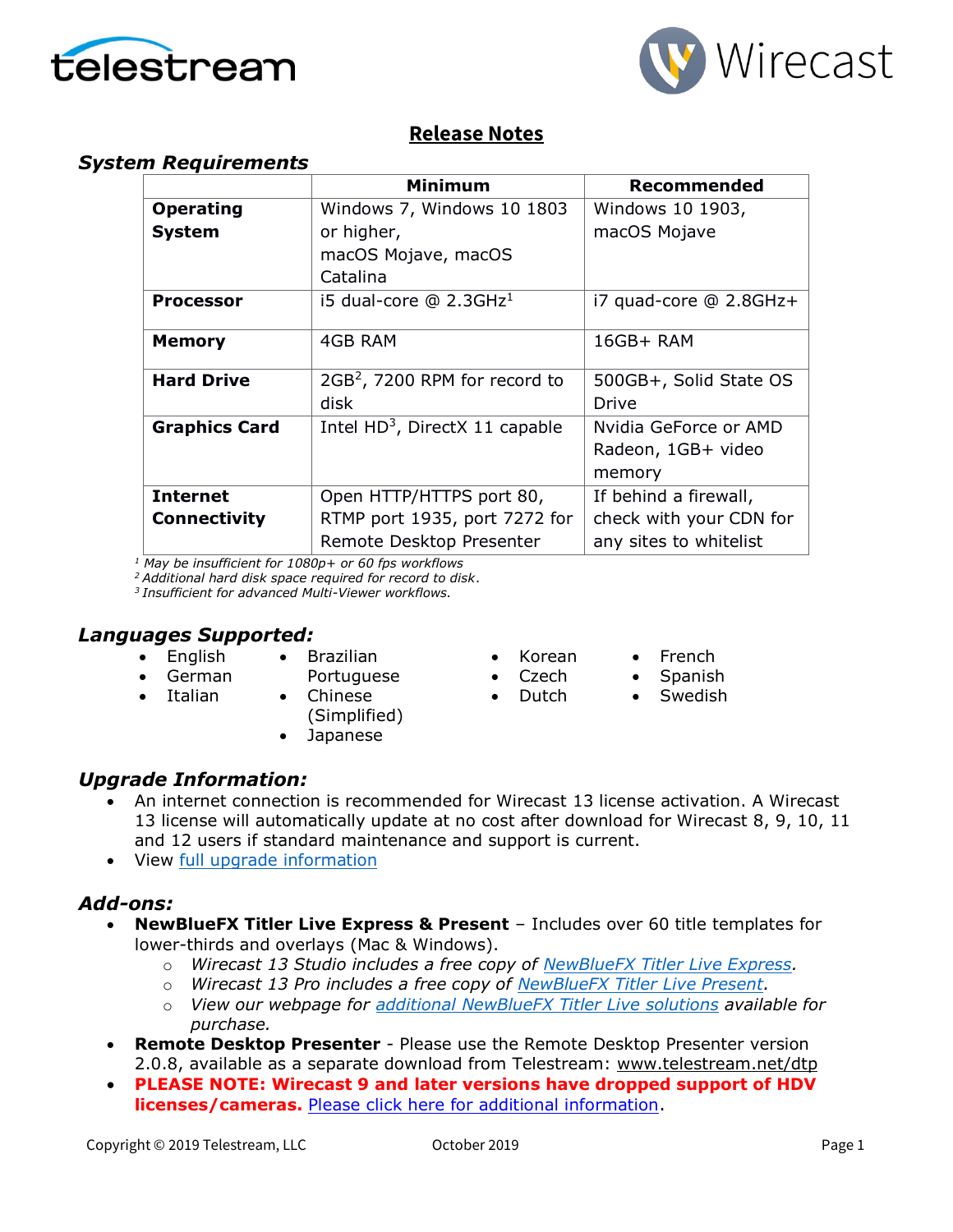# Release Notes

## *System Requirements*

| | Minimum | Recommended |
|---|---|---|
| **Operating System** | Windows 7, Windows 10 1803 or higher, macOS Mojave, macOS Catalina | Windows 10 1903, macOS Mojave |
| **Processor** | i5 dual-core @ 2.3GHz[1] | i7 quad-core @ 2.8GHz+ |
| **Memory** | 4GB RAM | 16GB+ RAM |
| **Hard Drive** | 2GB[2], 7200 RPM for record to disk | 500GB+, Solid State OS Drive |
| **Graphics Card** | Intel HD[3], DirectX 11 capable | Nvidia GeForce or AMD Radeon, 1GB+ video memory |
| **Internet Connectivity** | Open HTTP/HTTPS port 80, RTMP port 1935, port 7272 for Remote Desktop Presenter | If behind a firewall, check with your CDN for any sites to whitelist |

*[1] May be insufficient for 1080p+ or 60 fps workflows*
*[2] Additional hard disk space required for record to disk.*
*[3] Insufficient for advanced Multi-Viewer workflows.*

## *Languages Supported:*

- English
- German
- Italian
- Brazilian Portuguese
- Chinese (Simplified)
- Japanese
- Korean
- Czech
- Dutch
- French
- Spanish
- Swedish

## *Upgrade Information:*

- An internet connection is recommended for Wirecast 13 license activation. A Wirecast 13 license will automatically update at no cost after download for Wirecast 8, 9, 10, 11 and 12 users if standard maintenance and support is current.
- View full upgrade information

## *Add-ons:*

- **NewBlueFX Titler Live Express & Present** – Includes over 60 title templates for lower-thirds and overlays (Mac & Windows).
  - *Wirecast 13 Studio includes a free copy of NewBlueFX Titler Live Express.*
  - *Wirecast 13 Pro includes a free copy of NewBlueFX Titler Live Present.*
  - *View our webpage for additional NewBlueFX Titler Live solutions available for purchase.*
- **Remote Desktop Presenter** - Please use the Remote Desktop Presenter version 2.0.8, available as a separate download from Telestream: www.telestream.net/dtp
- **PLEASE NOTE: Wirecast 9 and later versions have dropped support of HDV licenses/cameras.** Please click here for additional information.

Copyright © 2019 Telestream, LLC October 2019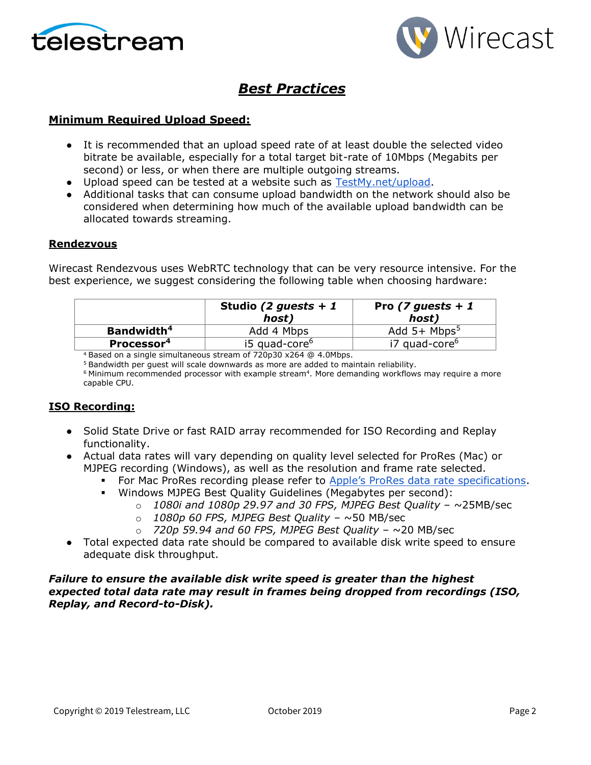# Best Practices

## Minimum Required Upload Speed:

- It is recommended that an upload speed rate of at least double the selected video bitrate be available, especially for a total target bit-rate of 10Mbps (Megabits per second) or less, or when there are multiple outgoing streams.
- Upload speed can be tested at a website such as [TestMy.net/upload](TestMy.net/upload).
- Additional tasks that can consume upload bandwidth on the network should also be considered when determining how much of the available upload bandwidth can be allocated towards streaming.

## Rendezvous

Wirecast Rendezvous uses WebRTC technology that can be very resource intensive. For the best experience, we suggest considering the following table when choosing hardware:

| | **Studio *(2 guests + 1 host)*** | **Pro *(7 guests + 1 host)*** |
|---|---|---|
| **Bandwidth[4]** | Add 4 Mbps | Add 5+ Mbps[5] |
| **Processor[4]** | i5 quad-core[6] | i7 quad-core[6] |

[4] Based on a single simultaneous stream of 720p30 x264 @ 4.0Mbps.
[5] Bandwidth per guest will scale downwards as more are added to maintain reliability.
[6] Minimum recommended processor with example stream[4]. More demanding workflows may require a more capable CPU.

## ISO Recording:

- Solid State Drive or fast RAID array recommended for ISO Recording and Replay functionality.
- Actual data rates will vary depending on quality level selected for ProRes (Mac) or MJPEG recording (Windows), as well as the resolution and frame rate selected.
  - For Mac ProRes recording please refer to Apple's ProRes data rate specifications.
  - Windows MJPEG Best Quality Guidelines (Megabytes per second):
    - *1080i and 1080p 29.97 and 30 FPS, MJPEG Best Quality* – ~25MB/sec
    - *1080p 60 FPS, MJPEG Best Quality* – ~50 MB/sec
    - *720p 59.94 and 60 FPS, MJPEG Best Quality* – ~20 MB/sec
- Total expected data rate should be compared to available disk write speed to ensure adequate disk throughput.

***Failure to ensure the available disk write speed is greater than the highest expected total data rate may result in frames being dropped from recordings (ISO, Replay, and Record-to-Disk).***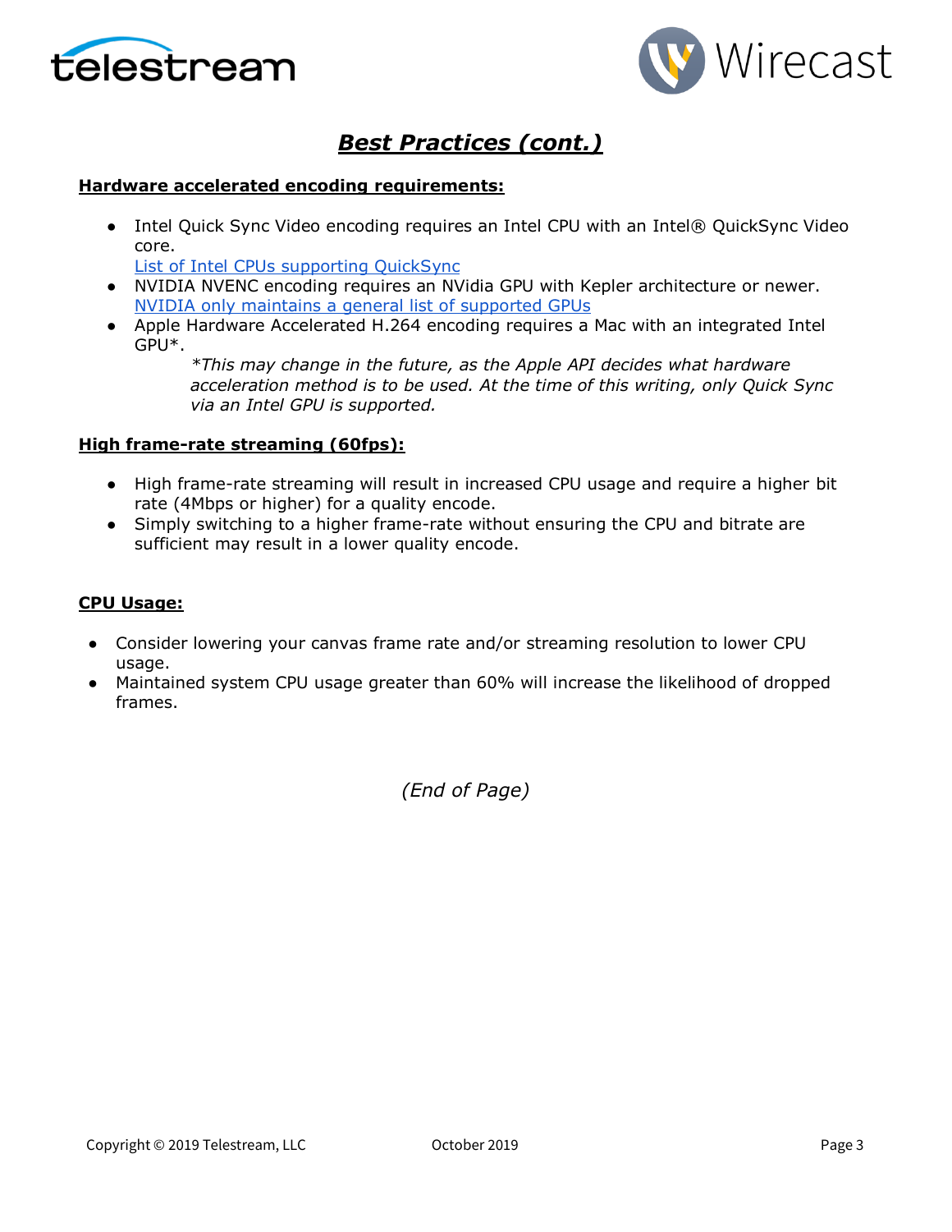# ***Best Practices (cont.)***

**Hardware accelerated encoding requirements:**

- Intel Quick Sync Video encoding requires an Intel CPU with an Intel® QuickSync Video core.
  [List of Intel CPUs supporting QuickSync]()
- NVIDIA NVENC encoding requires an NVidia GPU with Kepler architecture or newer.
  [NVIDIA only maintains a general list of supported GPUs]()
- Apple Hardware Accelerated H.264 encoding requires a Mac with an integrated Intel GPU*.

  *\*This may change in the future, as the Apple API decides what hardware acceleration method is to be used. At the time of this writing, only Quick Sync via an Intel GPU is supported.*

**High frame-rate streaming (60fps):**

- High frame-rate streaming will result in increased CPU usage and require a higher bit rate (4Mbps or higher) for a quality encode.
- Simply switching to a higher frame-rate without ensuring the CPU and bitrate are sufficient may result in a lower quality encode.

**CPU Usage:**

- Consider lowering your canvas frame rate and/or streaming resolution to lower CPU usage.
- Maintained system CPU usage greater than 60% will increase the likelihood of dropped frames.

*(End of Page)*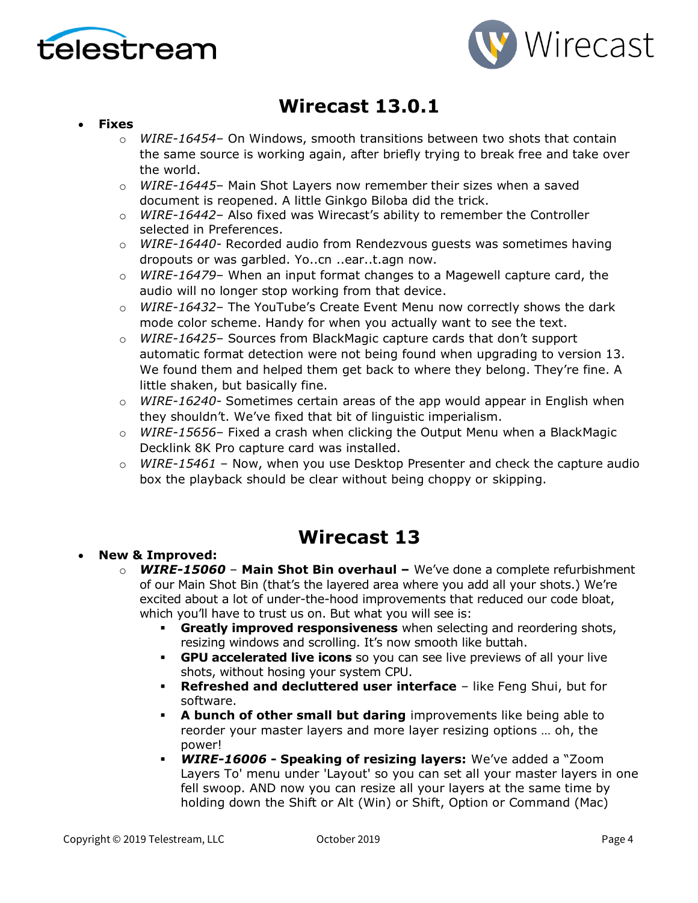# Wirecast 13.0.1

- **Fixes**
  - *WIRE-16454*– On Windows, smooth transitions between two shots that contain the same source is working again, after briefly trying to break free and take over the world.
  - *WIRE-16445*– Main Shot Layers now remember their sizes when a saved document is reopened. A little Ginkgo Biloba did the trick.
  - *WIRE-16442*– Also fixed was Wirecast's ability to remember the Controller selected in Preferences.
  - *WIRE-16440*- Recorded audio from Rendezvous guests was sometimes having dropouts or was garbled. Yo..cn ..ear..t.agn now.
  - *WIRE-16479*– When an input format changes to a Magewell capture card, the audio will no longer stop working from that device.
  - *WIRE-16432*– The YouTube's Create Event Menu now correctly shows the dark mode color scheme. Handy for when you actually want to see the text.
  - *WIRE-16425*– Sources from BlackMagic capture cards that don't support automatic format detection were not being found when upgrading to version 13. We found them and helped them get back to where they belong. They're fine. A little shaken, but basically fine.
  - *WIRE-16240*- Sometimes certain areas of the app would appear in English when they shouldn't. We've fixed that bit of linguistic imperialism.
  - *WIRE-15656*– Fixed a crash when clicking the Output Menu when a BlackMagic Decklink 8K Pro capture card was installed.
  - *WIRE-15461* – Now, when you use Desktop Presenter and check the capture audio box the playback should be clear without being choppy or skipping.

# Wirecast 13

- **New & Improved:**
  - ***WIRE-15060*** – **Main Shot Bin overhaul –** We've done a complete refurbishment of our Main Shot Bin (that's the layered area where you add all your shots.) We're excited about a lot of under-the-hood improvements that reduced our code bloat, which you'll have to trust us on. But what you will see is:
    - **Greatly improved responsiveness** when selecting and reordering shots, resizing windows and scrolling. It's now smooth like buttah.
    - **GPU accelerated live icons** so you can see live previews of all your live shots, without hosing your system CPU.
    - **Refreshed and decluttered user interface** – like Feng Shui, but for software.
    - **A bunch of other small but daring** improvements like being able to reorder your master layers and more layer resizing options … oh, the power!
    - ***WIRE-16006*** **- Speaking of resizing layers:** We've added a "Zoom Layers To' menu under 'Layout' so you can set all your master layers in one fell swoop. AND now you can resize all your layers at the same time by holding down the Shift or Alt (Win) or Shift, Option or Command (Mac)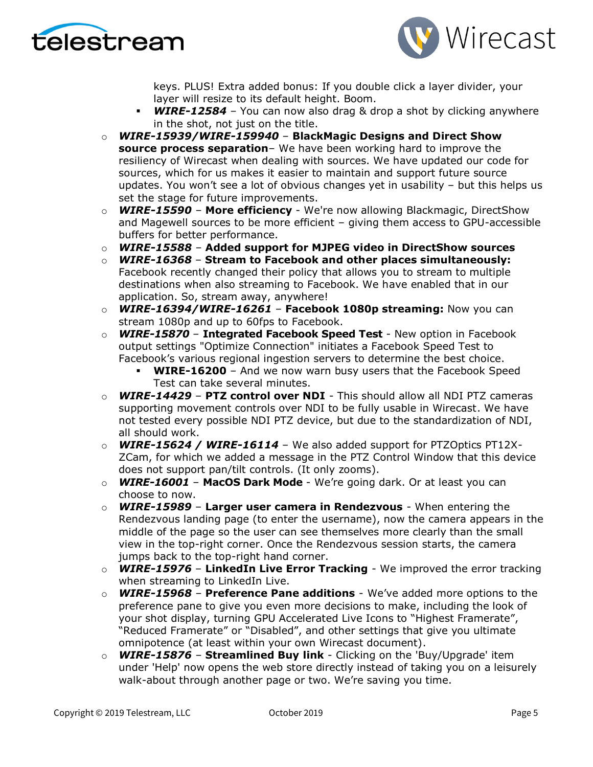keys. PLUS! Extra added bonus: If you double click a layer divider, your layer will resize to its default height. Boom.

  - ***WIRE-12584*** – You can now also drag & drop a shot by clicking anywhere in the shot, not just on the title.

- ***WIRE-15939/WIRE-159940*** – **BlackMagic Designs and Direct Show source process separation**– We have been working hard to improve the resiliency of Wirecast when dealing with sources. We have updated our code for sources, which for us makes it easier to maintain and support future source updates. You won't see a lot of obvious changes yet in usability – but this helps us set the stage for future improvements.
- ***WIRE-15590*** – **More efficiency** - We're now allowing Blackmagic, DirectShow and Magewell sources to be more efficient – giving them access to GPU-accessible buffers for better performance.
- ***WIRE-15588*** – **Added support for MJPEG video in DirectShow sources**
- ***WIRE-16368*** – **Stream to Facebook and other places simultaneously:** Facebook recently changed their policy that allows you to stream to multiple destinations when also streaming to Facebook. We have enabled that in our application. So, stream away, anywhere!
- ***WIRE-16394/WIRE-16261*** – **Facebook 1080p streaming:** Now you can stream 1080p and up to 60fps to Facebook.
- ***WIRE-15870*** – **Integrated Facebook Speed Test** - New option in Facebook output settings "Optimize Connection" initiates a Facebook Speed Test to Facebook's various regional ingestion servers to determine the best choice.
  - **WIRE-16200** – And we now warn busy users that the Facebook Speed Test can take several minutes.
- ***WIRE-14429*** – **PTZ control over NDI** - This should allow all NDI PTZ cameras supporting movement controls over NDI to be fully usable in Wirecast. We have not tested every possible NDI PTZ device, but due to the standardization of NDI, all should work.
- ***WIRE-15624 / WIRE-16114*** – We also added support for PTZOptics PT12X-ZCam, for which we added a message in the PTZ Control Window that this device does not support pan/tilt controls. (It only zooms).
- ***WIRE-16001*** – **MacOS Dark Mode** - We're going dark. Or at least you can choose to now.
- ***WIRE-15989*** – **Larger user camera in Rendezvous** - When entering the Rendezvous landing page (to enter the username), now the camera appears in the middle of the page so the user can see themselves more clearly than the small view in the top-right corner. Once the Rendezvous session starts, the camera jumps back to the top-right hand corner.
- ***WIRE-15976*** – **LinkedIn Live Error Tracking** - We improved the error tracking when streaming to LinkedIn Live.
- ***WIRE-15968*** – **Preference Pane additions** - We've added more options to the preference pane to give you even more decisions to make, including the look of your shot display, turning GPU Accelerated Live Icons to "Highest Framerate", "Reduced Framerate" or "Disabled", and other settings that give you ultimate omnipotence (at least within your own Wirecast document).
- ***WIRE-15876*** – **Streamlined Buy link** - Clicking on the 'Buy/Upgrade' item under 'Help' now opens the web store directly instead of taking you on a leisurely walk-about through another page or two. We're saving you time.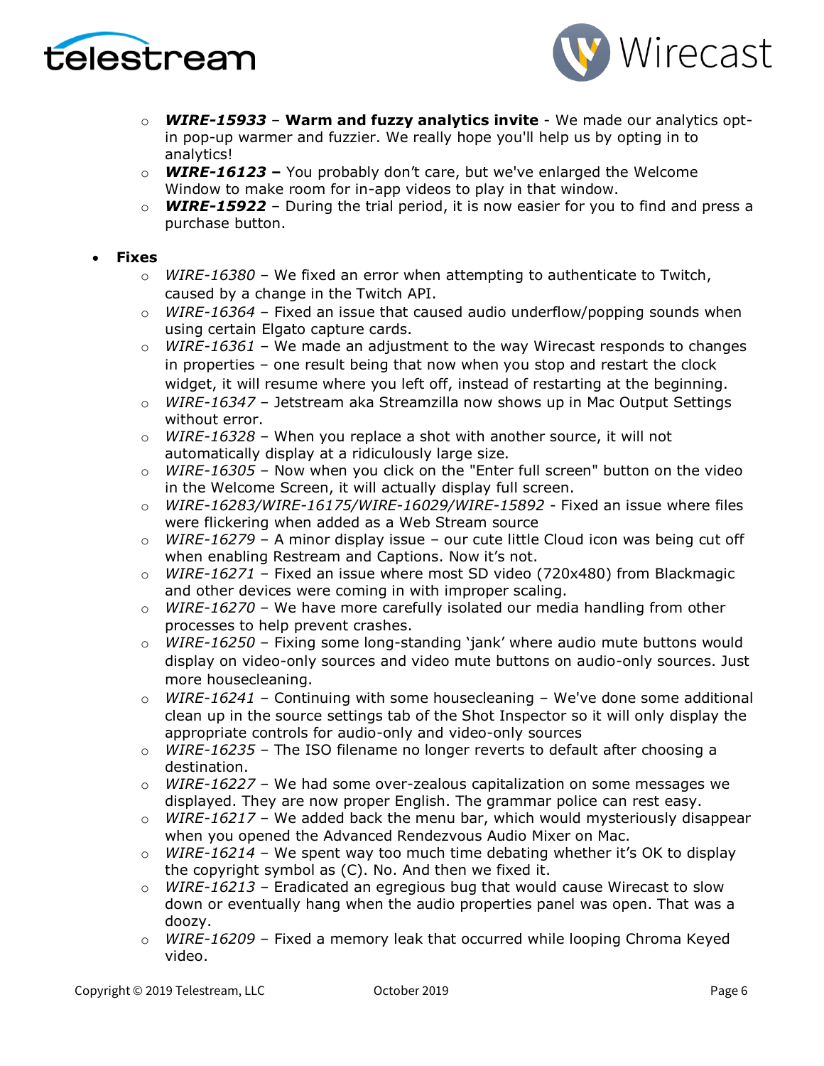- ***WIRE-15933*** – **Warm and fuzzy analytics invite** - We made our analytics opt-in pop-up warmer and fuzzier. We really hope you'll help us by opting in to analytics!
- ***WIRE-16123*** **–** You probably don't care, but we've enlarged the Welcome Window to make room for in-app videos to play in that window.
- ***WIRE-15922*** – During the trial period, it is now easier for you to find and press a purchase button.

- **Fixes**
  - *WIRE-16380* – We fixed an error when attempting to authenticate to Twitch, caused by a change in the Twitch API.
  - *WIRE-16364* – Fixed an issue that caused audio underflow/popping sounds when using certain Elgato capture cards.
  - *WIRE-16361* – We made an adjustment to the way Wirecast responds to changes in properties – one result being that now when you stop and restart the clock widget, it will resume where you left off, instead of restarting at the beginning.
  - *WIRE-16347* – Jetstream aka Streamzilla now shows up in Mac Output Settings without error.
  - *WIRE-16328* – When you replace a shot with another source, it will not automatically display at a ridiculously large size.
  - *WIRE-16305* – Now when you click on the "Enter full screen" button on the video in the Welcome Screen, it will actually display full screen.
  - *WIRE-16283/WIRE-16175/WIRE-16029/WIRE-15892* - Fixed an issue where files were flickering when added as a Web Stream source
  - *WIRE-16279* – A minor display issue – our cute little Cloud icon was being cut off when enabling Restream and Captions. Now it's not.
  - *WIRE-16271* – Fixed an issue where most SD video (720x480) from Blackmagic and other devices were coming in with improper scaling.
  - *WIRE-16270* – We have more carefully isolated our media handling from other processes to help prevent crashes.
  - *WIRE-16250* – Fixing some long-standing 'jank' where audio mute buttons would display on video-only sources and video mute buttons on audio-only sources. Just more housecleaning.
  - *WIRE-16241* – Continuing with some housecleaning – We've done some additional clean up in the source settings tab of the Shot Inspector so it will only display the appropriate controls for audio-only and video-only sources
  - *WIRE-16235* – The ISO filename no longer reverts to default after choosing a destination.
  - *WIRE-16227* – We had some over-zealous capitalization on some messages we displayed. They are now proper English. The grammar police can rest easy.
  - *WIRE-16217* – We added back the menu bar, which would mysteriously disappear when you opened the Advanced Rendezvous Audio Mixer on Mac.
  - *WIRE-16214* – We spent way too much time debating whether it's OK to display the copyright symbol as (C). No. And then we fixed it.
  - *WIRE-16213* – Eradicated an egregious bug that would cause Wirecast to slow down or eventually hang when the audio properties panel was open. That was a doozy.
  - *WIRE-16209* – Fixed a memory leak that occurred while looping Chroma Keyed video.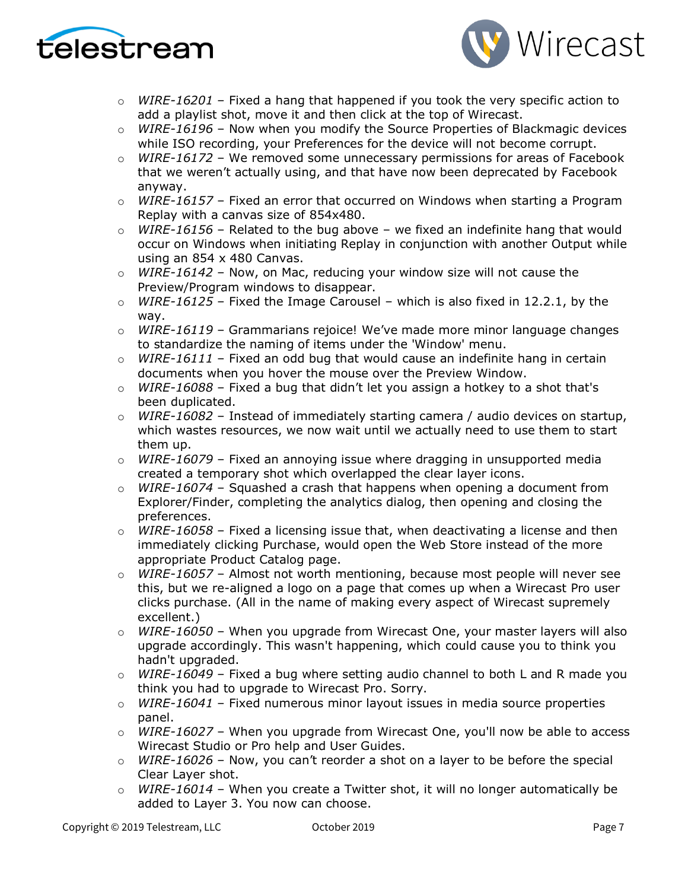- *WIRE-16201* – Fixed a hang that happened if you took the very specific action to add a playlist shot, move it and then click at the top of Wirecast.
- *WIRE-16196* – Now when you modify the Source Properties of Blackmagic devices while ISO recording, your Preferences for the device will not become corrupt.
- *WIRE-16172* – We removed some unnecessary permissions for areas of Facebook that we weren't actually using, and that have now been deprecated by Facebook anyway.
- *WIRE-16157* – Fixed an error that occurred on Windows when starting a Program Replay with a canvas size of 854x480.
- *WIRE-16156* – Related to the bug above – we fixed an indefinite hang that would occur on Windows when initiating Replay in conjunction with another Output while using an 854 x 480 Canvas.
- *WIRE-16142* – Now, on Mac, reducing your window size will not cause the Preview/Program windows to disappear.
- *WIRE-16125* – Fixed the Image Carousel – which is also fixed in 12.2.1, by the way.
- *WIRE-16119* – Grammarians rejoice! We've made more minor language changes to standardize the naming of items under the 'Window' menu.
- *WIRE-16111* – Fixed an odd bug that would cause an indefinite hang in certain documents when you hover the mouse over the Preview Window.
- *WIRE-16088* – Fixed a bug that didn't let you assign a hotkey to a shot that's been duplicated.
- *WIRE-16082* – Instead of immediately starting camera / audio devices on startup, which wastes resources, we now wait until we actually need to use them to start them up.
- *WIRE-16079* – Fixed an annoying issue where dragging in unsupported media created a temporary shot which overlapped the clear layer icons.
- *WIRE-16074* – Squashed a crash that happens when opening a document from Explorer/Finder, completing the analytics dialog, then opening and closing the preferences.
- *WIRE-16058* – Fixed a licensing issue that, when deactivating a license and then immediately clicking Purchase, would open the Web Store instead of the more appropriate Product Catalog page.
- *WIRE-16057* – Almost not worth mentioning, because most people will never see this, but we re-aligned a logo on a page that comes up when a Wirecast Pro user clicks purchase. (All in the name of making every aspect of Wirecast supremely excellent.)
- *WIRE-16050* – When you upgrade from Wirecast One, your master layers will also upgrade accordingly. This wasn't happening, which could cause you to think you hadn't upgraded.
- *WIRE-16049* – Fixed a bug where setting audio channel to both L and R made you think you had to upgrade to Wirecast Pro. Sorry.
- *WIRE-16041* – Fixed numerous minor layout issues in media source properties panel.
- *WIRE-16027* – When you upgrade from Wirecast One, you'll now be able to access Wirecast Studio or Pro help and User Guides.
- *WIRE-16026* – Now, you can't reorder a shot on a layer to be before the special Clear Layer shot.
- *WIRE-16014* – When you create a Twitter shot, it will no longer automatically be added to Layer 3. You now can choose.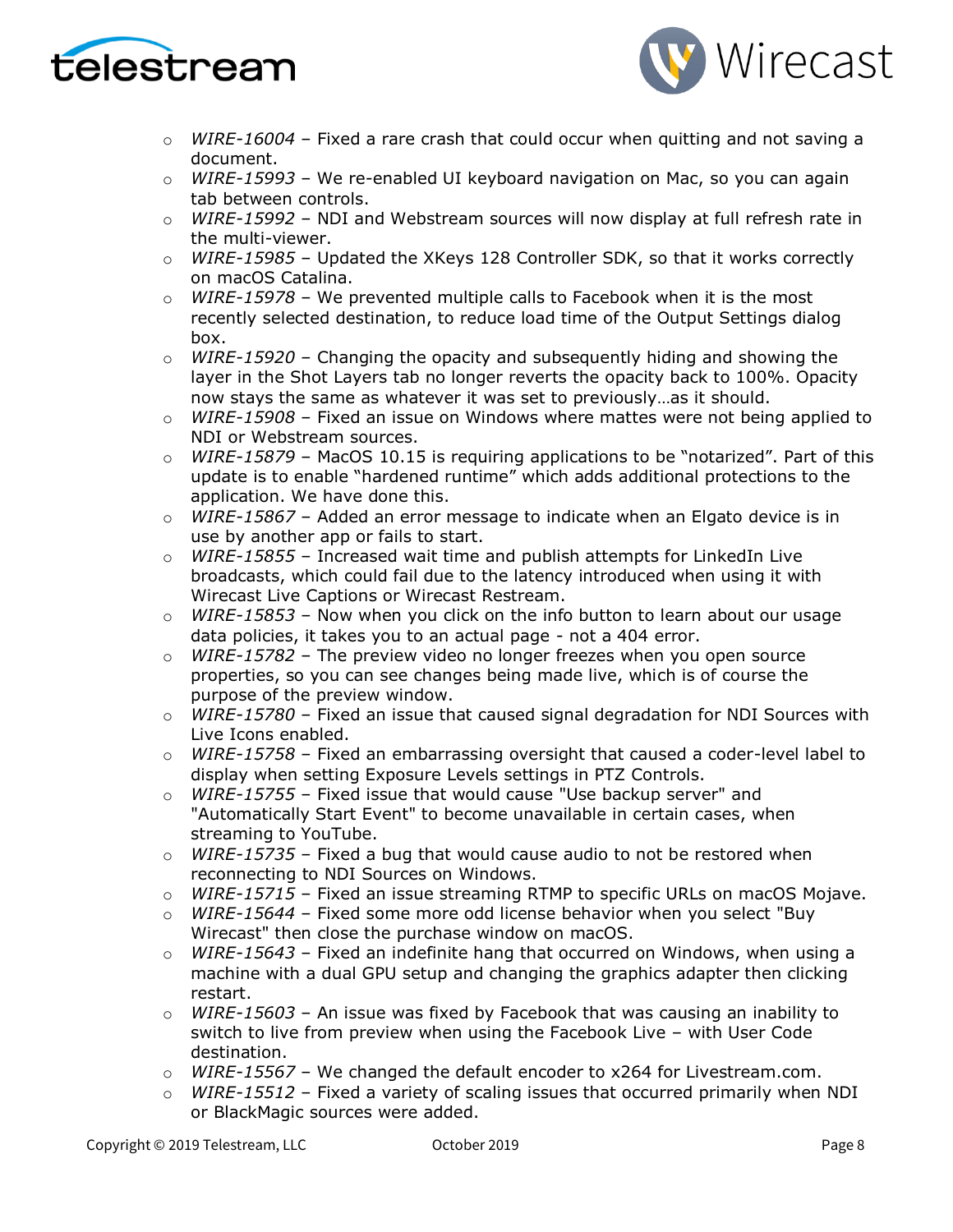- *WIRE-16004* – Fixed a rare crash that could occur when quitting and not saving a document.
- *WIRE-15993* – We re-enabled UI keyboard navigation on Mac, so you can again tab between controls.
- *WIRE-15992* – NDI and Webstream sources will now display at full refresh rate in the multi-viewer.
- *WIRE-15985* – Updated the XKeys 128 Controller SDK, so that it works correctly on macOS Catalina.
- *WIRE-15978* – We prevented multiple calls to Facebook when it is the most recently selected destination, to reduce load time of the Output Settings dialog box.
- *WIRE-15920* – Changing the opacity and subsequently hiding and showing the layer in the Shot Layers tab no longer reverts the opacity back to 100%. Opacity now stays the same as whatever it was set to previously…as it should.
- *WIRE-15908* – Fixed an issue on Windows where mattes were not being applied to NDI or Webstream sources.
- *WIRE-15879* – MacOS 10.15 is requiring applications to be "notarized". Part of this update is to enable "hardened runtime" which adds additional protections to the application. We have done this.
- *WIRE-15867* – Added an error message to indicate when an Elgato device is in use by another app or fails to start.
- *WIRE-15855* – Increased wait time and publish attempts for LinkedIn Live broadcasts, which could fail due to the latency introduced when using it with Wirecast Live Captions or Wirecast Restream.
- *WIRE-15853* – Now when you click on the info button to learn about our usage data policies, it takes you to an actual page - not a 404 error.
- *WIRE-15782* – The preview video no longer freezes when you open source properties, so you can see changes being made live, which is of course the purpose of the preview window.
- *WIRE-15780* – Fixed an issue that caused signal degradation for NDI Sources with Live Icons enabled.
- *WIRE-15758* – Fixed an embarrassing oversight that caused a coder-level label to display when setting Exposure Levels settings in PTZ Controls.
- *WIRE-15755* – Fixed issue that would cause "Use backup server" and "Automatically Start Event" to become unavailable in certain cases, when streaming to YouTube.
- *WIRE-15735* – Fixed a bug that would cause audio to not be restored when reconnecting to NDI Sources on Windows.
- *WIRE-15715* – Fixed an issue streaming RTMP to specific URLs on macOS Mojave.
- *WIRE-15644* – Fixed some more odd license behavior when you select "Buy Wirecast" then close the purchase window on macOS.
- *WIRE-15643* – Fixed an indefinite hang that occurred on Windows, when using a machine with a dual GPU setup and changing the graphics adapter then clicking restart.
- *WIRE-15603* – An issue was fixed by Facebook that was causing an inability to switch to live from preview when using the Facebook Live – with User Code destination.
- *WIRE-15567* – We changed the default encoder to x264 for Livestream.com.
- *WIRE-15512* – Fixed a variety of scaling issues that occurred primarily when NDI or BlackMagic sources were added.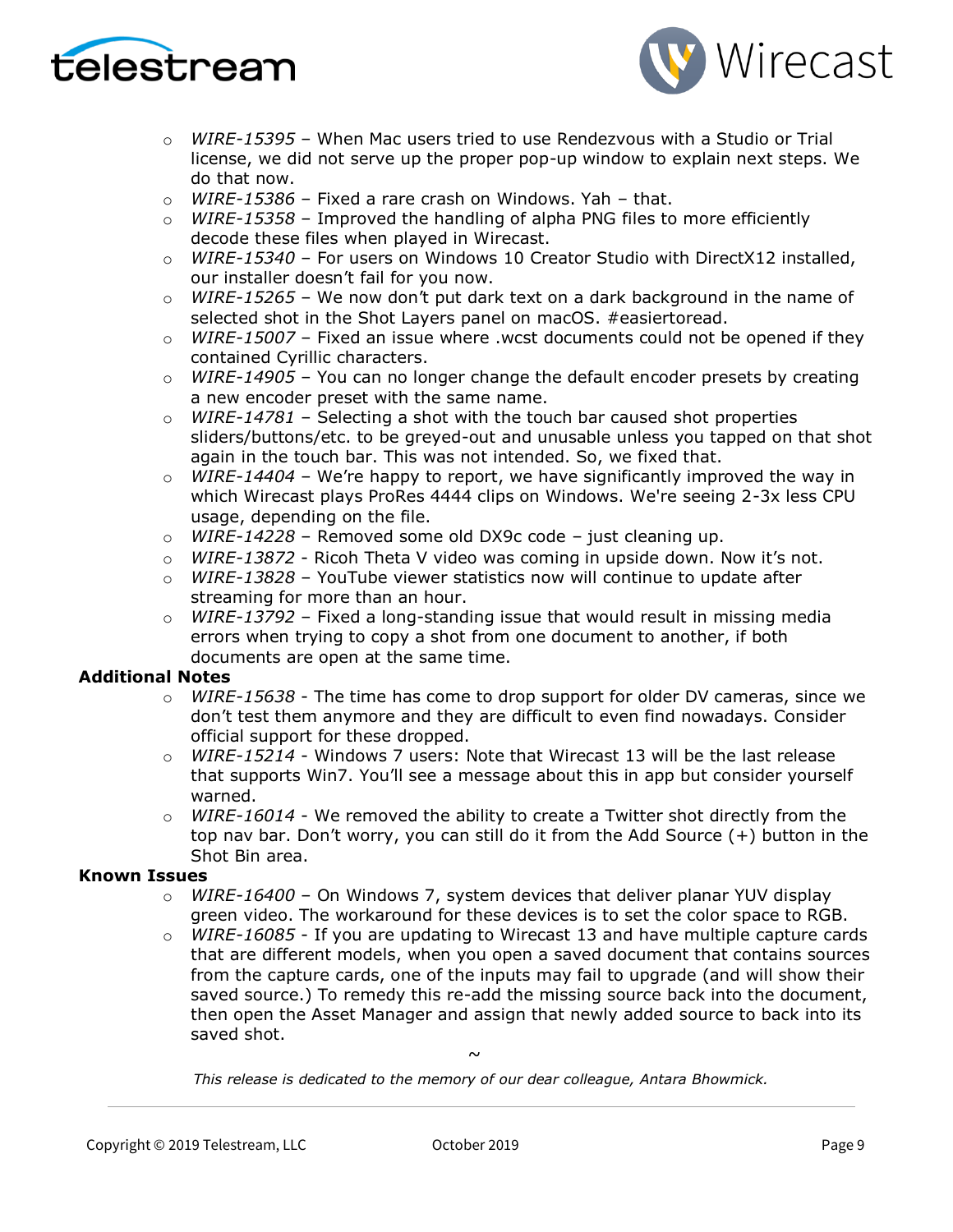- *WIRE-15395* – When Mac users tried to use Rendezvous with a Studio or Trial license, we did not serve up the proper pop-up window to explain next steps. We do that now.
- *WIRE-15386* – Fixed a rare crash on Windows. Yah – that.
- *WIRE-15358* – Improved the handling of alpha PNG files to more efficiently decode these files when played in Wirecast.
- *WIRE-15340* – For users on Windows 10 Creator Studio with DirectX12 installed, our installer doesn't fail for you now.
- *WIRE-15265* – We now don't put dark text on a dark background in the name of selected shot in the Shot Layers panel on macOS. #easiertoread.
- *WIRE-15007* – Fixed an issue where .wcst documents could not be opened if they contained Cyrillic characters.
- *WIRE-14905* – You can no longer change the default encoder presets by creating a new encoder preset with the same name.
- *WIRE-14781* – Selecting a shot with the touch bar caused shot properties sliders/buttons/etc. to be greyed-out and unusable unless you tapped on that shot again in the touch bar. This was not intended. So, we fixed that.
- *WIRE-14404* – We're happy to report, we have significantly improved the way in which Wirecast plays ProRes 4444 clips on Windows. We're seeing 2-3x less CPU usage, depending on the file.
- *WIRE-14228* – Removed some old DX9c code – just cleaning up.
- *WIRE-13872* - Ricoh Theta V video was coming in upside down. Now it's not.
- *WIRE-13828* – YouTube viewer statistics now will continue to update after streaming for more than an hour.
- *WIRE-13792* – Fixed a long-standing issue that would result in missing media errors when trying to copy a shot from one document to another, if both documents are open at the same time.

**Additional Notes**

- *WIRE-15638* - The time has come to drop support for older DV cameras, since we don't test them anymore and they are difficult to even find nowadays. Consider official support for these dropped.
- *WIRE-15214* - Windows 7 users: Note that Wirecast 13 will be the last release that supports Win7. You'll see a message about this in app but consider yourself warned.
- *WIRE-16014* - We removed the ability to create a Twitter shot directly from the top nav bar. Don't worry, you can still do it from the Add Source (+) button in the Shot Bin area.

**Known Issues**

- *WIRE-16400* – On Windows 7, system devices that deliver planar YUV display green video. The workaround for these devices is to set the color space to RGB.
- *WIRE-16085* - If you are updating to Wirecast 13 and have multiple capture cards that are different models, when you open a saved document that contains sources from the capture cards, one of the inputs may fail to upgrade (and will show their saved source.) To remedy this re-add the missing source back into the document, then open the Asset Manager and assign that newly added source to back into its saved shot.

~

*This release is dedicated to the memory of our dear colleague, Antara Bhowmick.*